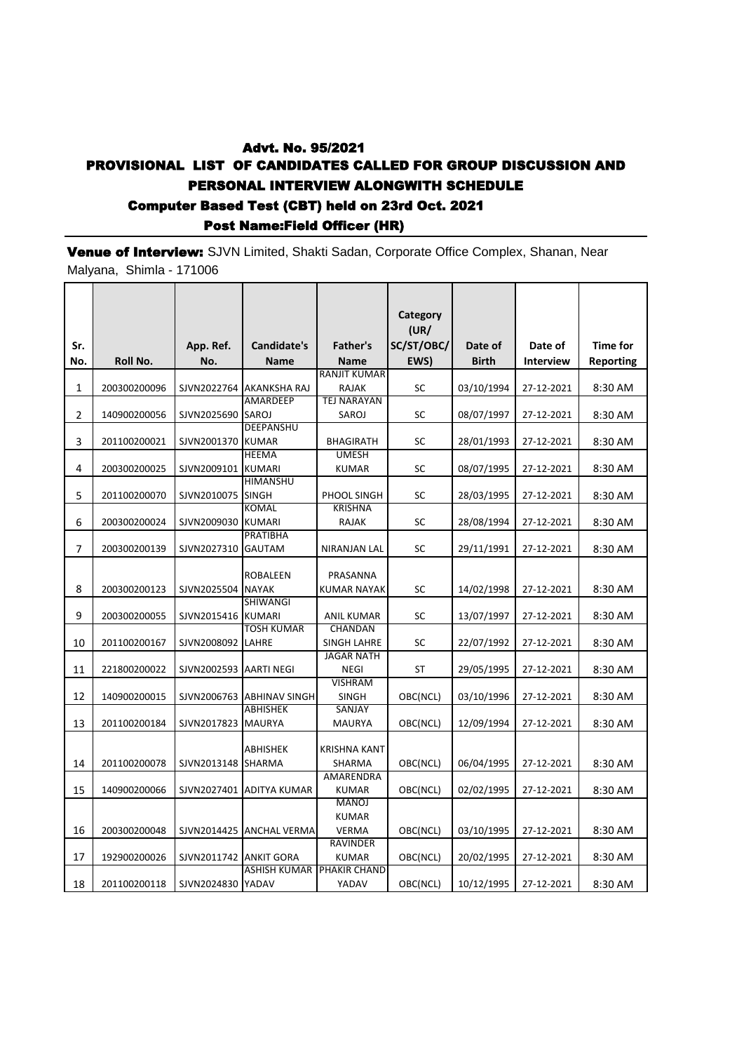# Advt. No. 95/2021

## PROVISIONAL LIST OF CANDIDATES CALLED FOR GROUP DISCUSSION AND PERSONAL INTERVIEW ALONGWITH SCHEDULE

### Computer Based Test (CBT) held on 23rd Oct. 2021

### Post Name:Field Officer (HR)

**Venue of Interview:** SJVN Limited, Shakti Sadan, Corporate Office Complex, Shanan, Near Malyana, Shimla - 171006

| Sr. No. | Roll No. | App. Ref. No. | Candidate's Name | Father's Name | Category (UR/ SC/ST/OBC/ EWS) | Date of Birth | Date of Interview | Time for Reporting |
|---|---|---|---|---|---|---|---|---|
| 1 | 200300200096 | SJVN2022764 | AKANKSHA RAJ | RANJIT KUMAR RAJAK | SC | 03/10/1994 | 27-12-2021 | 8:30 AM |
| 2 | 140900200056 | SJVN2025690 | AMARDEEP SAROJ | TEJ NARAYAN SAROJ | SC | 08/07/1997 | 27-12-2021 | 8:30 AM |
| 3 | 201100200021 | SJVN2001370 | DEEPANSHU KUMAR | BHAGIRATH | SC | 28/01/1993 | 27-12-2021 | 8:30 AM |
| 4 | 200300200025 | SJVN2009101 | HEEMA KUMARI | UMESH KUMAR | SC | 08/07/1995 | 27-12-2021 | 8:30 AM |
| 5 | 201100200070 | SJVN2010075 | HIMANSHU SINGH | PHOOL SINGH | SC | 28/03/1995 | 27-12-2021 | 8:30 AM |
| 6 | 200300200024 | SJVN2009030 | KOMAL KUMARI | KRISHNA RAJAK | SC | 28/08/1994 | 27-12-2021 | 8:30 AM |
| 7 | 200300200139 | SJVN2027310 | PRATIBHA GAUTAM | NIRANJAN LAL | SC | 29/11/1991 | 27-12-2021 | 8:30 AM |
| 8 | 200300200123 | SJVN2025504 | ROBALEEN NAYAK | PRASANNA KUMAR NAYAK | SC | 14/02/1998 | 27-12-2021 | 8:30 AM |
| 9 | 200300200055 | SJVN2015416 | SHIWANGI KUMARI | ANIL KUMAR | SC | 13/07/1997 | 27-12-2021 | 8:30 AM |
| 10 | 201100200167 | SJVN2008092 | TOSH KUMAR LAHRE | CHANDAN SINGH LAHRE | SC | 22/07/1992 | 27-12-2021 | 8:30 AM |
| 11 | 221800200022 | SJVN2002593 | AARTI NEGI | JAGAR NATH NEGI | ST | 29/05/1995 | 27-12-2021 | 8:30 AM |
| 12 | 140900200015 | SJVN2006763 | ABHINAV SINGH | VISHRAM SINGH | OBC(NCL) | 03/10/1996 | 27-12-2021 | 8:30 AM |
| 13 | 201100200184 | SJVN2017823 | ABHISHEK MAURYA | SANJAY MAURYA | OBC(NCL) | 12/09/1994 | 27-12-2021 | 8:30 AM |
| 14 | 201100200078 | SJVN2013148 | ABHISHEK SHARMA | KRISHNA KANT SHARMA | OBC(NCL) | 06/04/1995 | 27-12-2021 | 8:30 AM |
| 15 | 140900200066 | SJVN2027401 | ADITYA KUMAR | AMARENDRA KUMAR | OBC(NCL) | 02/02/1995 | 27-12-2021 | 8:30 AM |
| 16 | 200300200048 | SJVN2014425 | ANCHAL VERMA | MANOJ KUMAR VERMA | OBC(NCL) | 03/10/1995 | 27-12-2021 | 8:30 AM |
| 17 | 192900200026 | SJVN2011742 | ANKIT GORA | RAVINDER KUMAR | OBC(NCL) | 20/02/1995 | 27-12-2021 | 8:30 AM |
| 18 | 201100200118 | SJVN2024830 | ASHISH KUMAR YADAV | PHAKIR CHAND YADAV | OBC(NCL) | 10/12/1995 | 27-12-2021 | 8:30 AM |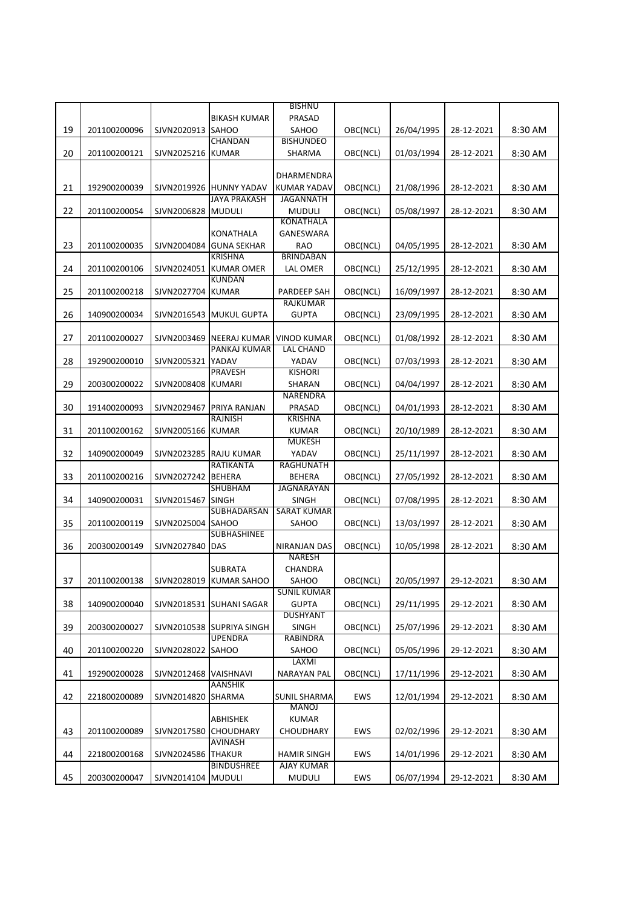| | | | | | | | | |
|---|---|---|---|---|---|---|---|---|
| 19 | 201100200096 | SJVN2020913 | BIKASH KUMAR SAHOO | BISHNU PRASAD SAHOO | OBC(NCL) | 26/04/1995 | 28-12-2021 | 8:30 AM |
| 20 | 201100200121 | SJVN2025216 | CHANDAN KUMAR | BISHUNDEO SHARMA | OBC(NCL) | 01/03/1994 | 28-12-2021 | 8:30 AM |
| 21 | 192900200039 | SJVN2019926 | HUNNY YADAV | DHARMENDRA KUMAR YADAV | OBC(NCL) | 21/08/1996 | 28-12-2021 | 8:30 AM |
| 22 | 201100200054 | SJVN2006828 | JAYA PRAKASH MUDULI | JAGANNATH MUDULI | OBC(NCL) | 05/08/1997 | 28-12-2021 | 8:30 AM |
| 23 | 201100200035 | SJVN2004084 | KONATHALA GUNA SEKHAR | KONATHALA GANESWARA RAO | OBC(NCL) | 04/05/1995 | 28-12-2021 | 8:30 AM |
| 24 | 201100200106 | SJVN2024051 | KRISHNA KUMAR OMER | BRINDABAN LAL OMER | OBC(NCL) | 25/12/1995 | 28-12-2021 | 8:30 AM |
| 25 | 201100200218 | SJVN2027704 | KUNDAN KUMAR | PARDEEP SAH | OBC(NCL) | 16/09/1997 | 28-12-2021 | 8:30 AM |
| 26 | 140900200034 | SJVN2016543 | MUKUL GUPTA | RAJKUMAR GUPTA | OBC(NCL) | 23/09/1995 | 28-12-2021 | 8:30 AM |
| 27 | 201100200027 | SJVN2003469 | NEERAJ KUMAR | VINOD KUMAR | OBC(NCL) | 01/08/1992 | 28-12-2021 | 8:30 AM |
| 28 | 192900200010 | SJVN2005321 | PANKAJ KUMAR YADAV | LAL CHAND YADAV | OBC(NCL) | 07/03/1993 | 28-12-2021 | 8:30 AM |
| 29 | 200300200022 | SJVN2008408 | PRAVESH KUMARI | KISHORI SHARAN | OBC(NCL) | 04/04/1997 | 28-12-2021 | 8:30 AM |
| 30 | 191400200093 | SJVN2029467 | PRIYA RANJAN | NARENDRA PRASAD | OBC(NCL) | 04/01/1993 | 28-12-2021 | 8:30 AM |
| 31 | 201100200162 | SJVN2005166 | RAJNISH KUMAR | KRISHNA KUMAR | OBC(NCL) | 20/10/1989 | 28-12-2021 | 8:30 AM |
| 32 | 140900200049 | SJVN2023285 | RAJU KUMAR | MUKESH YADAV | OBC(NCL) | 25/11/1997 | 28-12-2021 | 8:30 AM |
| 33 | 201100200216 | SJVN2027242 | RATIKANTA BEHERA | RAGHUNATH BEHERA | OBC(NCL) | 27/05/1992 | 28-12-2021 | 8:30 AM |
| 34 | 140900200031 | SJVN2015467 | SHUBHAM SINGH | JAGNARAYAN SINGH | OBC(NCL) | 07/08/1995 | 28-12-2021 | 8:30 AM |
| 35 | 201100200119 | SJVN2025004 | SUBHADARSAN SAHOO | SARAT KUMAR SAHOO | OBC(NCL) | 13/03/1997 | 28-12-2021 | 8:30 AM |
| 36 | 200300200149 | SJVN2027840 | SUBHASHINEE DAS | NIRANJAN DAS | OBC(NCL) | 10/05/1998 | 28-12-2021 | 8:30 AM |
| 37 | 201100200138 | SJVN2028019 | SUBRATA KUMAR SAHOO | NARESH CHANDRA SAHOO | OBC(NCL) | 20/05/1997 | 29-12-2021 | 8:30 AM |
| 38 | 140900200040 | SJVN2018531 | SUHANI SAGAR | SUNIL KUMAR GUPTA | OBC(NCL) | 29/11/1995 | 29-12-2021 | 8:30 AM |
| 39 | 200300200027 | SJVN2010538 | SUPRIYA SINGH | DUSHYANT SINGH | OBC(NCL) | 25/07/1996 | 29-12-2021 | 8:30 AM |
| 40 | 201100200220 | SJVN2028022 | UPENDRA SAHOO | RABINDRA SAHOO | OBC(NCL) | 05/05/1996 | 29-12-2021 | 8:30 AM |
| 41 | 192900200028 | SJVN2012468 | VAISHNAVI | LAXMI NARAYAN PAL | OBC(NCL) | 17/11/1996 | 29-12-2021 | 8:30 AM |
| 42 | 221800200089 | SJVN2014820 | AANSHIK SHARMA | SUNIL SHARMA | EWS | 12/01/1994 | 29-12-2021 | 8:30 AM |
| 43 | 201100200089 | SJVN2017580 | ABHISHEK CHOUDHARY | MANOJ KUMAR CHOUDHARY | EWS | 02/02/1996 | 29-12-2021 | 8:30 AM |
| 44 | 221800200168 | SJVN2024586 | AVINASH THAKUR | HAMIR SINGH | EWS | 14/01/1996 | 29-12-2021 | 8:30 AM |
| 45 | 200300200047 | SJVN2014104 | BINDUSHREE MUDULI | AJAY KUMAR MUDULI | EWS | 06/07/1994 | 29-12-2021 | 8:30 AM |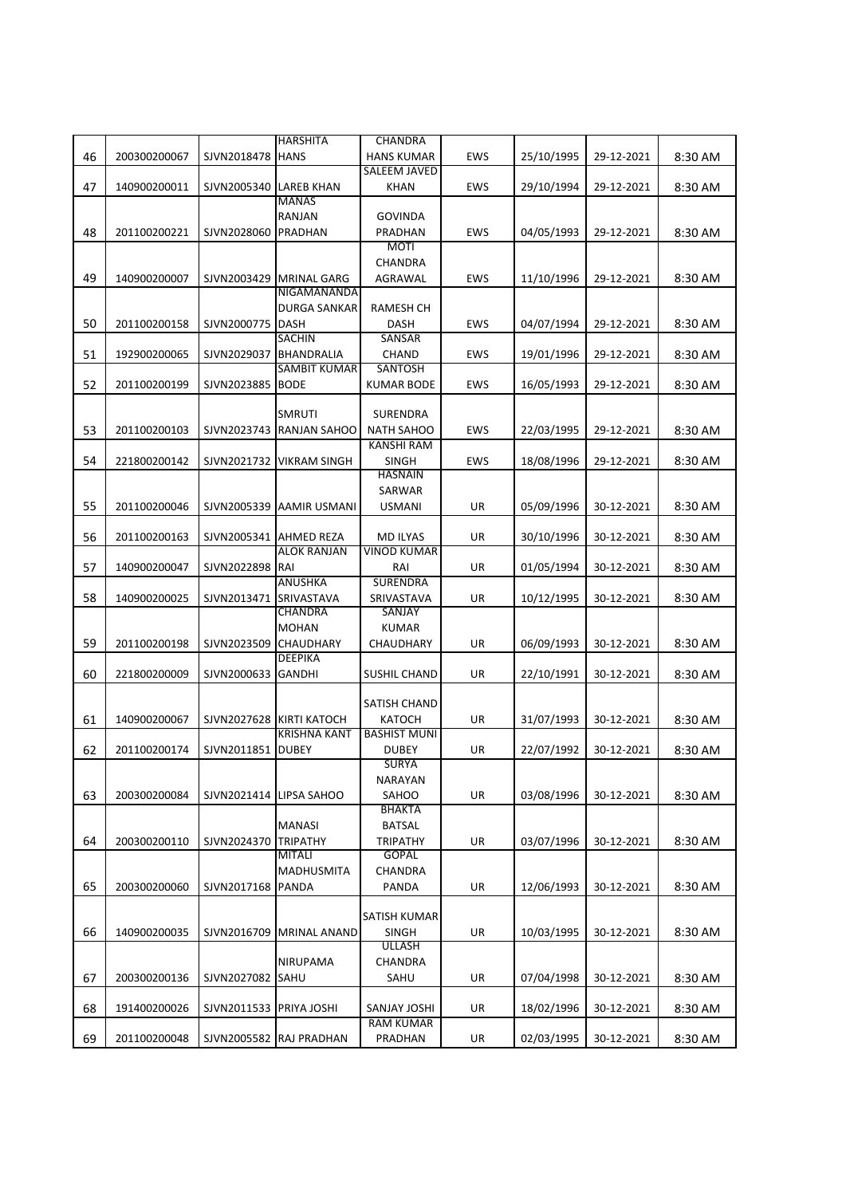| | | | | | | | | |
|---|---|---|---|---|---|---|---|---|
| 46 | 200300200067 | SJVN2018478 | HARSHITA HANS | CHANDRA HANS KUMAR | EWS | 25/10/1995 | 29-12-2021 | 8:30 AM |
| 47 | 140900200011 | SJVN2005340 | LAREB KHAN | SALEEM JAVED KHAN | EWS | 29/10/1994 | 29-12-2021 | 8:30 AM |
| 48 | 201100200221 | SJVN2028060 | MANAS RANJAN PRADHAN | GOVINDA PRADHAN | EWS | 04/05/1993 | 29-12-2021 | 8:30 AM |
| 49 | 140900200007 | SJVN2003429 | MRINAL GARG | MOTI CHANDRA AGRAWAL | EWS | 11/10/1996 | 29-12-2021 | 8:30 AM |
| 50 | 201100200158 | SJVN2000775 | NIGAMANANDA DURGA SANKAR DASH | RAMESH CH DASH | EWS | 04/07/1994 | 29-12-2021 | 8:30 AM |
| 51 | 192900200065 | SJVN2029037 | SACHIN BHANDRALIA | SANSAR CHAND | EWS | 19/01/1996 | 29-12-2021 | 8:30 AM |
| 52 | 201100200199 | SJVN2023885 | SAMBIT KUMAR BODE | SANTOSH KUMAR BODE | EWS | 16/05/1993 | 29-12-2021 | 8:30 AM |
| 53 | 201100200103 | SJVN2023743 | SMRUTI RANJAN SAHOO | SURENDRA NATH SAHOO | EWS | 22/03/1995 | 29-12-2021 | 8:30 AM |
| 54 | 221800200142 | SJVN2021732 | VIKRAM SINGH | KANSHI RAM SINGH | EWS | 18/08/1996 | 29-12-2021 | 8:30 AM |
| 55 | 201100200046 | SJVN2005339 | AAMIR USMANI | HASNAIN SARWAR USMANI | UR | 05/09/1996 | 30-12-2021 | 8:30 AM |
| 56 | 201100200163 | SJVN2005341 | AHMED REZA | MD ILYAS | UR | 30/10/1996 | 30-12-2021 | 8:30 AM |
| 57 | 140900200047 | SJVN2022898 | ALOK RANJAN RAI | VINOD KUMAR RAI | UR | 01/05/1994 | 30-12-2021 | 8:30 AM |
| 58 | 140900200025 | SJVN2013471 | ANUSHKA SRIVASTAVA | SURENDRA SRIVASTAVA | UR | 10/12/1995 | 30-12-2021 | 8:30 AM |
| 59 | 201100200198 | SJVN2023509 | CHANDRA MOHAN CHAUDHARY | SANJAY KUMAR CHAUDHARY | UR | 06/09/1993 | 30-12-2021 | 8:30 AM |
| 60 | 221800200009 | SJVN2000633 | DEEPIKA GANDHI | SUSHIL CHAND | UR | 22/10/1991 | 30-12-2021 | 8:30 AM |
| 61 | 140900200067 | SJVN2027628 | KIRTI KATOCH | SATISH CHAND KATOCH | UR | 31/07/1993 | 30-12-2021 | 8:30 AM |
| 62 | 201100200174 | SJVN2011851 | KRISHNA KANT DUBEY | BASHIST MUNI DUBEY | UR | 22/07/1992 | 30-12-2021 | 8:30 AM |
| 63 | 200300200084 | SJVN2021414 | LIPSA SAHOO | SURYA NARAYAN SAHOO | UR | 03/08/1996 | 30-12-2021 | 8:30 AM |
| 64 | 200300200110 | SJVN2024370 | MANASI TRIPATHY | BHAKTA BATSAL TRIPATHY | UR | 03/07/1996 | 30-12-2021 | 8:30 AM |
| 65 | 200300200060 | SJVN2017168 | MITALI MADHUSMITA PANDA | GOPAL CHANDRA PANDA | UR | 12/06/1993 | 30-12-2021 | 8:30 AM |
| 66 | 140900200035 | SJVN2016709 | MRINAL ANAND | SATISH KUMAR SINGH | UR | 10/03/1995 | 30-12-2021 | 8:30 AM |
| 67 | 200300200136 | SJVN2027082 | NIRUPAMA SAHU | ULLASH CHANDRA SAHU | UR | 07/04/1998 | 30-12-2021 | 8:30 AM |
| 68 | 191400200026 | SJVN2011533 | PRIYA JOSHI | SANJAY JOSHI | UR | 18/02/1996 | 30-12-2021 | 8:30 AM |
| 69 | 201100200048 | SJVN2005582 | RAJ PRADHAN | RAM KUMAR PRADHAN | UR | 02/03/1995 | 30-12-2021 | 8:30 AM |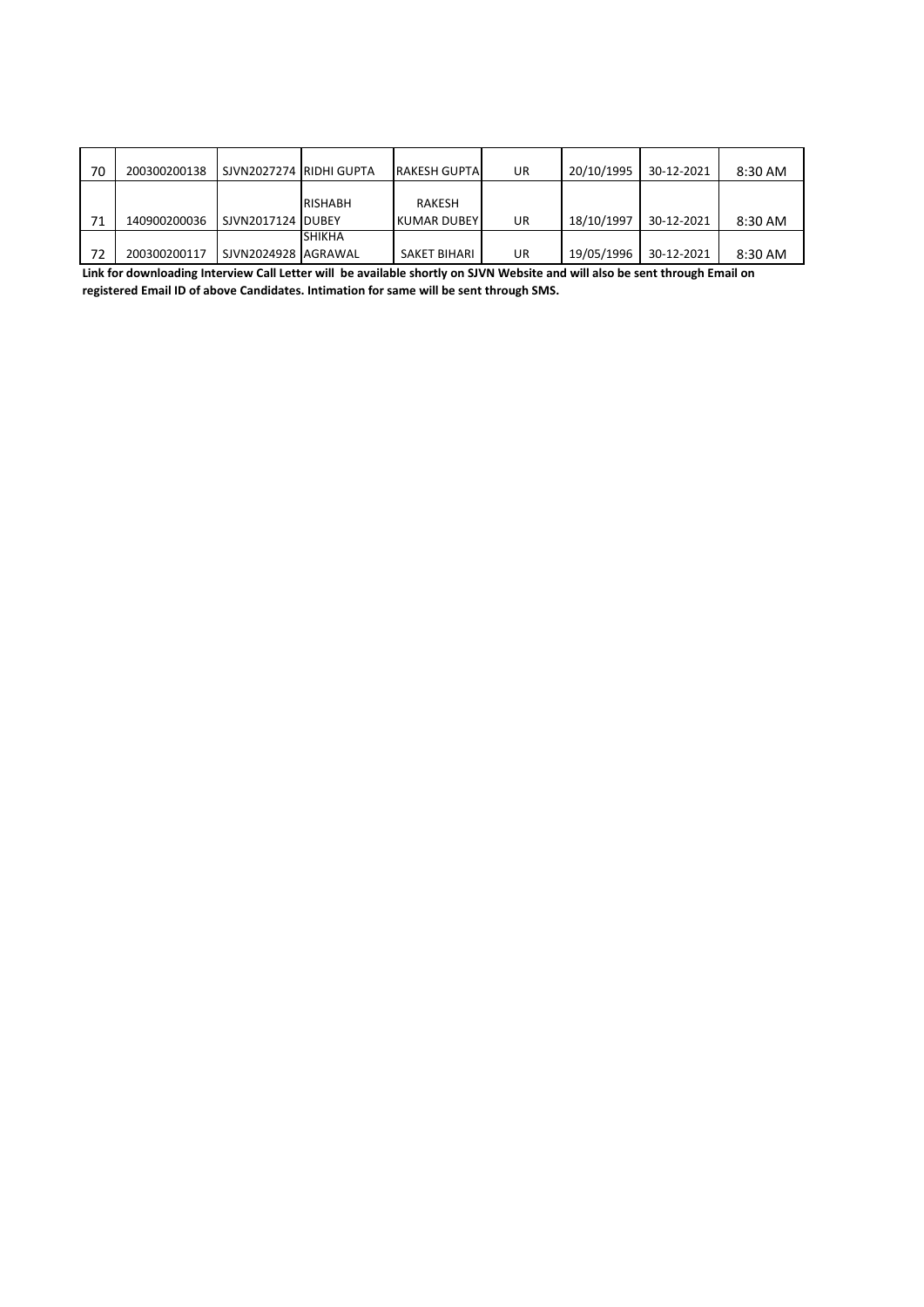| | | | | | | | | |
|---|---|---|---|---|---|---|---|---|
| 70 | 200300200138 | SJVN2027274 | RIDHI GUPTA | RAKESH GUPTA | UR | 20/10/1995 | 30-12-2021 | 8:30 AM |
| 71 | 140900200036 | SJVN2017124 | RISHABH DUBEY | RAKESH KUMAR DUBEY | UR | 18/10/1997 | 30-12-2021 | 8:30 AM |
| 72 | 200300200117 | SJVN2024928 | SHIKHA AGRAWAL | SAKET BIHARI | UR | 19/05/1996 | 30-12-2021 | 8:30 AM |

**Link for downloading Interview Call Letter will be available shortly on SJVN Website and will also be sent through Email on registered Email ID of above Candidates. Intimation for same will be sent through SMS.**